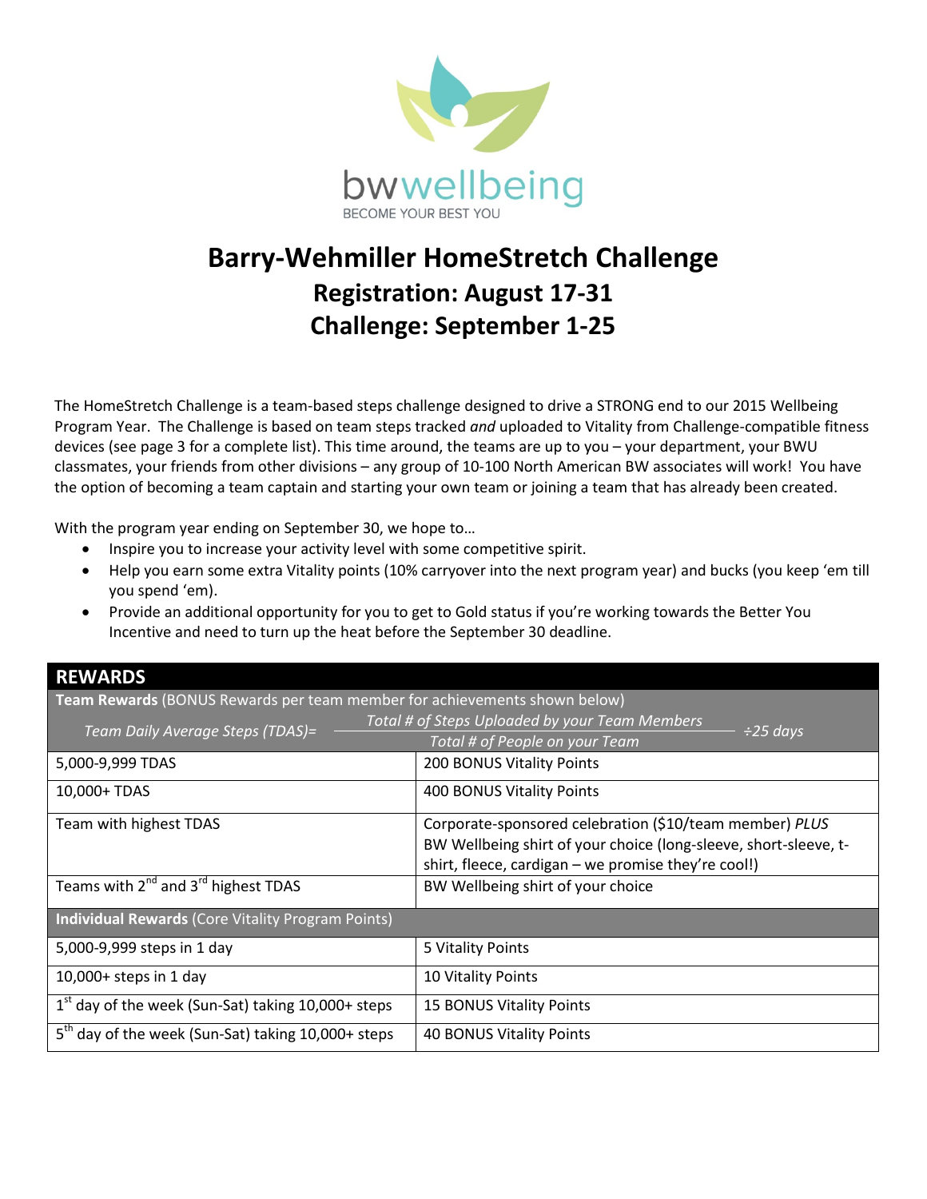bwwellbeing

BECOME YOUR BEST YOU

# Barry-Wehmiller HomeStretch Challenge

## Registration: August 17-31

## Challenge: September 1-25

The HomeStretch Challenge is a team-based steps challenge designed to drive a STRONG end to our 2015 Wellbeing Program Year. The Challenge is based on team steps tracked *and* uploaded to Vitality from Challenge-compatible fitness devices (see page 3 for a complete list). This time around, the teams are up to you – your department, your BWU classmates, your friends from other divisions – any group of 10-100 North American BW associates will work! You have the option of becoming a team captain and starting your own team or joining a team that has already been created.

With the program year ending on September 30, we hope to…

- Inspire you to increase your activity level with some competitive spirit.
- Help you earn some extra Vitality points (10% carryover into the next program year) and bucks (you keep 'em till you spend 'em).
- Provide an additional opportunity for you to get to Gold status if you're working towards the Better You Incentive and need to turn up the heat before the September 30 deadline.

| **REWARDS** | |
|---|---|
| **Team Rewards** (BONUS Rewards per team member for achievements shown below) | |
| *Team Daily Average Steps (TDAS)=* | $\dfrac{\textit{Total \# of Steps Uploaded by your Team Members}}{\textit{Total \# of People on your Team}}$ *÷25 days* |
| 5,000-9,999 TDAS | 200 BONUS Vitality Points |
| 10,000+ TDAS | 400 BONUS Vitality Points |
| Team with highest TDAS | Corporate-sponsored celebration ($10/team member) *PLUS* BW Wellbeing shirt of your choice (long-sleeve, short-sleeve, t-shirt, fleece, cardigan – we promise they're cool!) |
| Teams with 2nd and 3rd highest TDAS | BW Wellbeing shirt of your choice |
| **Individual Rewards** (Core Vitality Program Points) | |
| 5,000-9,999 steps in 1 day | 5 Vitality Points |
| 10,000+ steps in 1 day | 10 Vitality Points |
| 1st day of the week (Sun-Sat) taking 10,000+ steps | 15 BONUS Vitality Points |
| 5th day of the week (Sun-Sat) taking 10,000+ steps | 40 BONUS Vitality Points |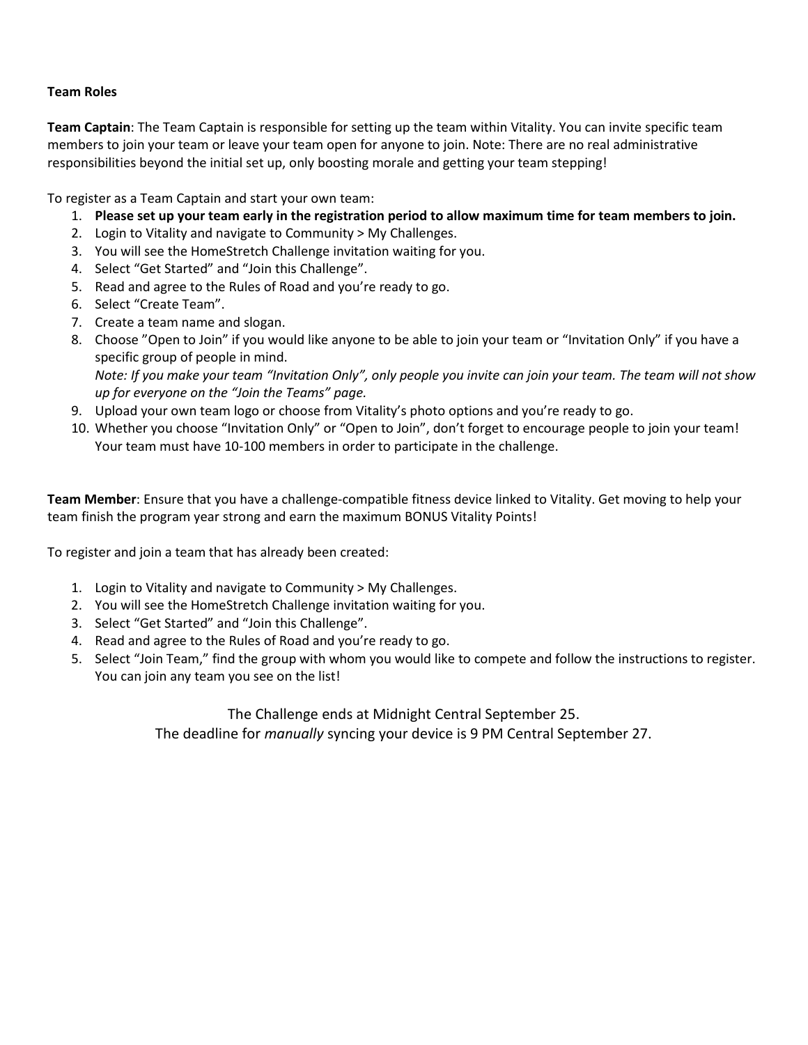**Team Roles**

**Team Captain**: The Team Captain is responsible for setting up the team within Vitality. You can invite specific team members to join your team or leave your team open for anyone to join. Note: There are no real administrative responsibilities beyond the initial set up, only boosting morale and getting your team stepping!

To register as a Team Captain and start your own team:

1. **Please set up your team early in the registration period to allow maximum time for team members to join.**
2. Login to Vitality and navigate to Community > My Challenges.
3. You will see the HomeStretch Challenge invitation waiting for you.
4. Select "Get Started" and "Join this Challenge".
5. Read and agree to the Rules of Road and you're ready to go.
6. Select "Create Team".
7. Create a team name and slogan.
8. Choose "Open to Join" if you would like anyone to be able to join your team or "Invitation Only" if you have a specific group of people in mind.
   *Note: If you make your team "Invitation Only", only people you invite can join your team. The team will not show up for everyone on the "Join the Teams" page.*
9. Upload your own team logo or choose from Vitality's photo options and you're ready to go.
10. Whether you choose "Invitation Only" or "Open to Join", don't forget to encourage people to join your team! Your team must have 10-100 members in order to participate in the challenge.

**Team Member**: Ensure that you have a challenge-compatible fitness device linked to Vitality. Get moving to help your team finish the program year strong and earn the maximum BONUS Vitality Points!

To register and join a team that has already been created:

1. Login to Vitality and navigate to Community > My Challenges.
2. You will see the HomeStretch Challenge invitation waiting for you.
3. Select "Get Started" and "Join this Challenge".
4. Read and agree to the Rules of Road and you're ready to go.
5. Select "Join Team," find the group with whom you would like to compete and follow the instructions to register. You can join any team you see on the list!

The Challenge ends at Midnight Central September 25.
The deadline for *manually* syncing your device is 9 PM Central September 27.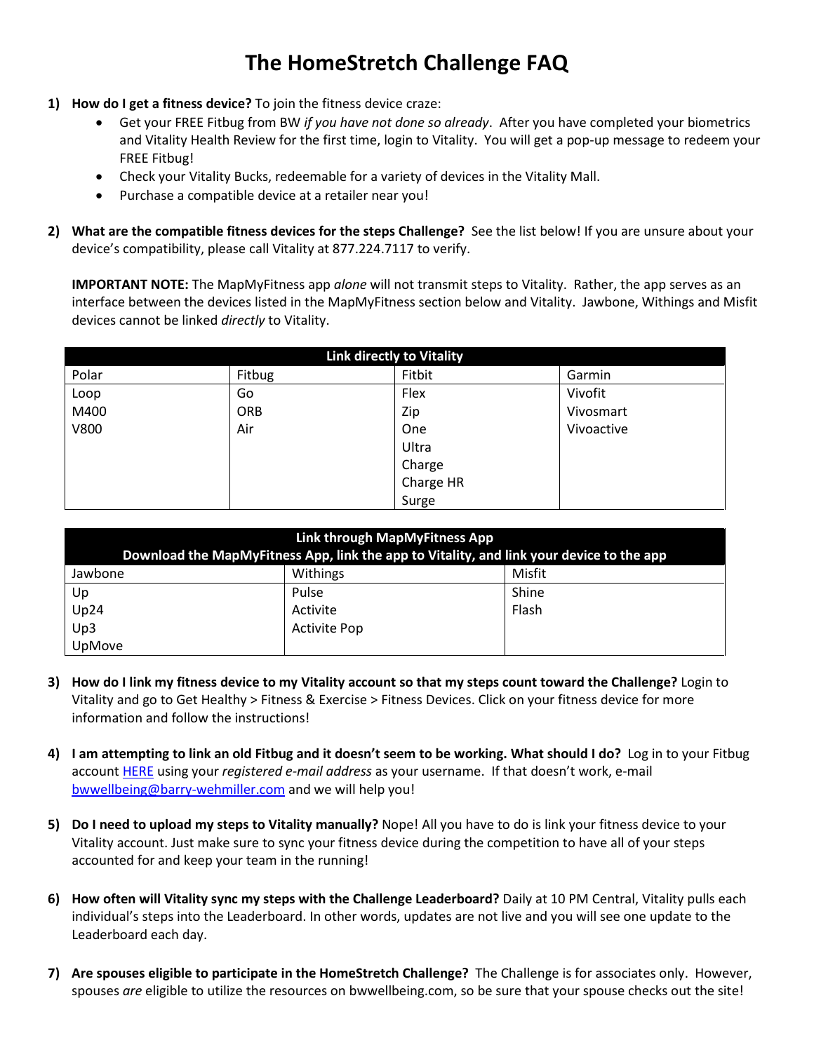# The HomeStretch Challenge FAQ

1) **How do I get a fitness device?** To join the fitness device craze:
    - Get your FREE Fitbug from BW *if you have not done so already*. After you have completed your biometrics and Vitality Health Review for the first time, login to Vitality. You will get a pop-up message to redeem your FREE Fitbug!
    - Check your Vitality Bucks, redeemable for a variety of devices in the Vitality Mall.
    - Purchase a compatible device at a retailer near you!

2) **What are the compatible fitness devices for the steps Challenge?** See the list below! If you are unsure about your device's compatibility, please call Vitality at 877.224.7117 to verify.

    **IMPORTANT NOTE:** The MapMyFitness app *alone* will not transmit steps to Vitality. Rather, the app serves as an interface between the devices listed in the MapMyFitness section below and Vitality. Jawbone, Withings and Misfit devices cannot be linked *directly* to Vitality.

| Link directly to Vitality | | | |
|---|---|---|---|
| Polar | Fitbug | Fitbit | Garmin |
| Loop | Go | Flex | Vivofit |
| M400 | ORB | Zip | Vivosmart |
| V800 | Air | One | Vivoactive |
| | | Ultra | |
| | | Charge | |
| | | Charge HR | |
| | | Surge | |

| Link through MapMyFitness App<br>Download the MapMyFitness App, link the app to Vitality, and link your device to the app | | |
|---|---|---|
| Jawbone | Withings | Misfit |
| Up | Pulse | Shine |
| Up24 | Activite | Flash |
| Up3 | Activite Pop | |
| UpMove | | |

3) **How do I link my fitness device to my Vitality account so that my steps count toward the Challenge?** Login to Vitality and go to Get Healthy > Fitness & Exercise > Fitness Devices. Click on your fitness device for more information and follow the instructions!

4) **I am attempting to link an old Fitbug and it doesn't seem to be working. What should I do?** Log in to your Fitbug account HERE using your *registered e-mail address* as your username. If that doesn't work, e-mail bwwellbeing@barry-wehmiller.com and we will help you!

5) **Do I need to upload my steps to Vitality manually?** Nope! All you have to do is link your fitness device to your Vitality account. Just make sure to sync your fitness device during the competition to have all of your steps accounted for and keep your team in the running!

6) **How often will Vitality sync my steps with the Challenge Leaderboard?** Daily at 10 PM Central, Vitality pulls each individual's steps into the Leaderboard. In other words, updates are not live and you will see one update to the Leaderboard each day.

7) **Are spouses eligible to participate in the HomeStretch Challenge?** The Challenge is for associates only. However, spouses *are* eligible to utilize the resources on bwwellbeing.com, so be sure that your spouse checks out the site!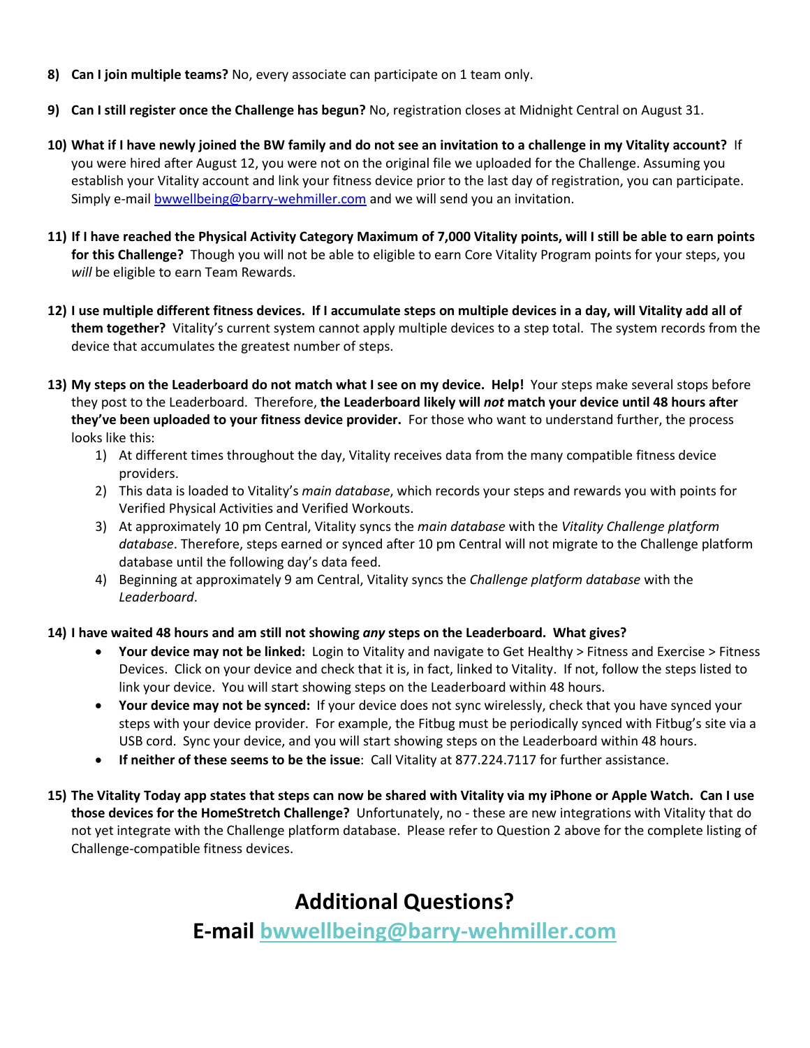8) **Can I join multiple teams?** No, every associate can participate on 1 team only.

9) **Can I still register once the Challenge has begun?** No, registration closes at Midnight Central on August 31.

10) **What if I have newly joined the BW family and do not see an invitation to a challenge in my Vitality account?** If you were hired after August 12, you were not on the original file we uploaded for the Challenge. Assuming you establish your Vitality account and link your fitness device prior to the last day of registration, you can participate. Simply e-mail [bwwellbeing@barry-wehmiller.com](mailto:bwwellbeing@barry-wehmiller.com) and we will send you an invitation.

11) **If I have reached the Physical Activity Category Maximum of 7,000 Vitality points, will I still be able to earn points for this Challenge?** Though you will not be able to eligible to earn Core Vitality Program points for your steps, you *will* be eligible to earn Team Rewards.

12) **I use multiple different fitness devices. If I accumulate steps on multiple devices in a day, will Vitality add all of them together?** Vitality's current system cannot apply multiple devices to a step total. The system records from the device that accumulates the greatest number of steps.

13) **My steps on the Leaderboard do not match what I see on my device. Help!** Your steps make several stops before they post to the Leaderboard. Therefore, **the Leaderboard likely will *not* match your device until 48 hours after they've been uploaded to your fitness device provider.** For those who want to understand further, the process looks like this:
    1) At different times throughout the day, Vitality receives data from the many compatible fitness device providers.
    2) This data is loaded to Vitality's *main database*, which records your steps and rewards you with points for Verified Physical Activities and Verified Workouts.
    3) At approximately 10 pm Central, Vitality syncs the *main database* with the *Vitality Challenge platform database*. Therefore, steps earned or synced after 10 pm Central will not migrate to the Challenge platform database until the following day's data feed.
    4) Beginning at approximately 9 am Central, Vitality syncs the *Challenge platform database* with the *Leaderboard*.

14) **I have waited 48 hours and am still not showing *any* steps on the Leaderboard. What gives?**
    - **Your device may not be linked:** Login to Vitality and navigate to Get Healthy > Fitness and Exercise > Fitness Devices. Click on your device and check that it is, in fact, linked to Vitality. If not, follow the steps listed to link your device. You will start showing steps on the Leaderboard within 48 hours.
    - **Your device may not be synced:** If your device does not sync wirelessly, check that you have synced your steps with your device provider. For example, the Fitbug must be periodically synced with Fitbug's site via a USB cord. Sync your device, and you will start showing steps on the Leaderboard within 48 hours.
    - **If neither of these seems to be the issue**: Call Vitality at 877.224.7117 for further assistance.

15) **The Vitality Today app states that steps can now be shared with Vitality via my iPhone or Apple Watch. Can I use those devices for the HomeStretch Challenge?** Unfortunately, no - these are new integrations with Vitality that do not yet integrate with the Challenge platform database. Please refer to Question 2 above for the complete listing of Challenge-compatible fitness devices.

## Additional Questions?

## E-mail [bwwellbeing@barry-wehmiller.com](mailto:bwwellbeing@barry-wehmiller.com)